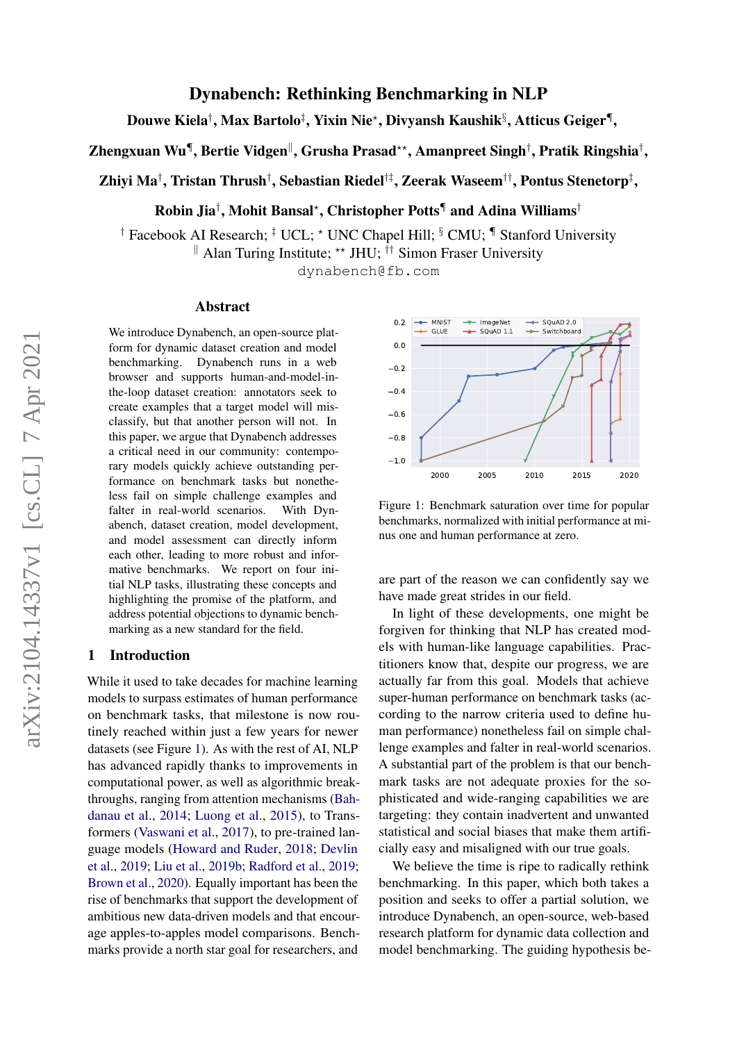# Dynabench: Rethinking Benchmarking in NLP

**Douwe Kiela[†], Max Bartolo[‡], Yixin Nie[⋆], Divyansh Kaushik[§], Atticus Geiger[¶], Zhengxuan Wu[¶], Bertie Vidgen[‖], Grusha Prasad[⋆⋆], Amanpreet Singh[†], Pratik Ringshia[†], Zhiyi Ma[†], Tristan Thrush[†], Sebastian Riedel[†‡], Zeerak Waseem[††], Pontus Stenetorp[‡], Robin Jia[†], Mohit Bansal[⋆], Christopher Potts[¶] and Adina Williams[†]**

[†] Facebook AI Research; [‡] UCL; [⋆] UNC Chapel Hill; [§] CMU; [¶] Stanford University
[‖] Alan Turing Institute; [⋆⋆] JHU; [††] Simon Fraser University

dynabench@fb.com

## Abstract

We introduce Dynabench, an open-source platform for dynamic dataset creation and model benchmarking. Dynabench runs in a web browser and supports human-and-model-in-the-loop dataset creation: annotators seek to create examples that a target model will misclassify, but that another person will not. In this paper, we argue that Dynabench addresses a critical need in our community: contemporary models quickly achieve outstanding performance on benchmark tasks but nonetheless fail on simple challenge examples and falter in real-world scenarios. With Dynabench, dataset creation, model development, and model assessment can directly inform each other, leading to more robust and informative benchmarks. We report on four initial NLP tasks, illustrating these concepts and highlighting the promise of the platform, and address potential objections to dynamic benchmarking as a new standard for the field.

## 1 Introduction

While it used to take decades for machine learning models to surpass estimates of human performance on benchmark tasks, that milestone is now routinely reached within just a few years for newer datasets (see Figure 1). As with the rest of AI, NLP has advanced rapidly thanks to improvements in computational power, as well as algorithmic breakthroughs, ranging from attention mechanisms (Bahdanau et al., 2014; Luong et al., 2015), to Transformers (Vaswani et al., 2017), to pre-trained language models (Howard and Ruder, 2018; Devlin et al., 2019; Liu et al., 2019b; Radford et al., 2019; Brown et al., 2020). Equally important has been the rise of benchmarks that support the development of ambitious new data-driven models and that encourage apples-to-apples model comparisons. Benchmarks provide a north star goal for researchers, and are part of the reason we can confidently say we have made great strides in our field.

Figure 1: Benchmark saturation over time for popular benchmarks, normalized with initial performance at minus one and human performance at zero.

In light of these developments, one might be forgiven for thinking that NLP has created models with human-like language capabilities. Practitioners know that, despite our progress, we are actually far from this goal. Models that achieve super-human performance on benchmark tasks (according to the narrow criteria used to define human performance) nonetheless fail on simple challenge examples and falter in real-world scenarios. A substantial part of the problem is that our benchmark tasks are not adequate proxies for the sophisticated and wide-ranging capabilities we are targeting: they contain inadvertent and unwanted statistical and social biases that make them artificially easy and misaligned with our true goals.

We believe the time is ripe to radically rethink benchmarking. In this paper, which both takes a position and seeks to offer a partial solution, we introduce Dynabench, an open-source, web-based research platform for dynamic data collection and model benchmarking. The guiding hypothesis be-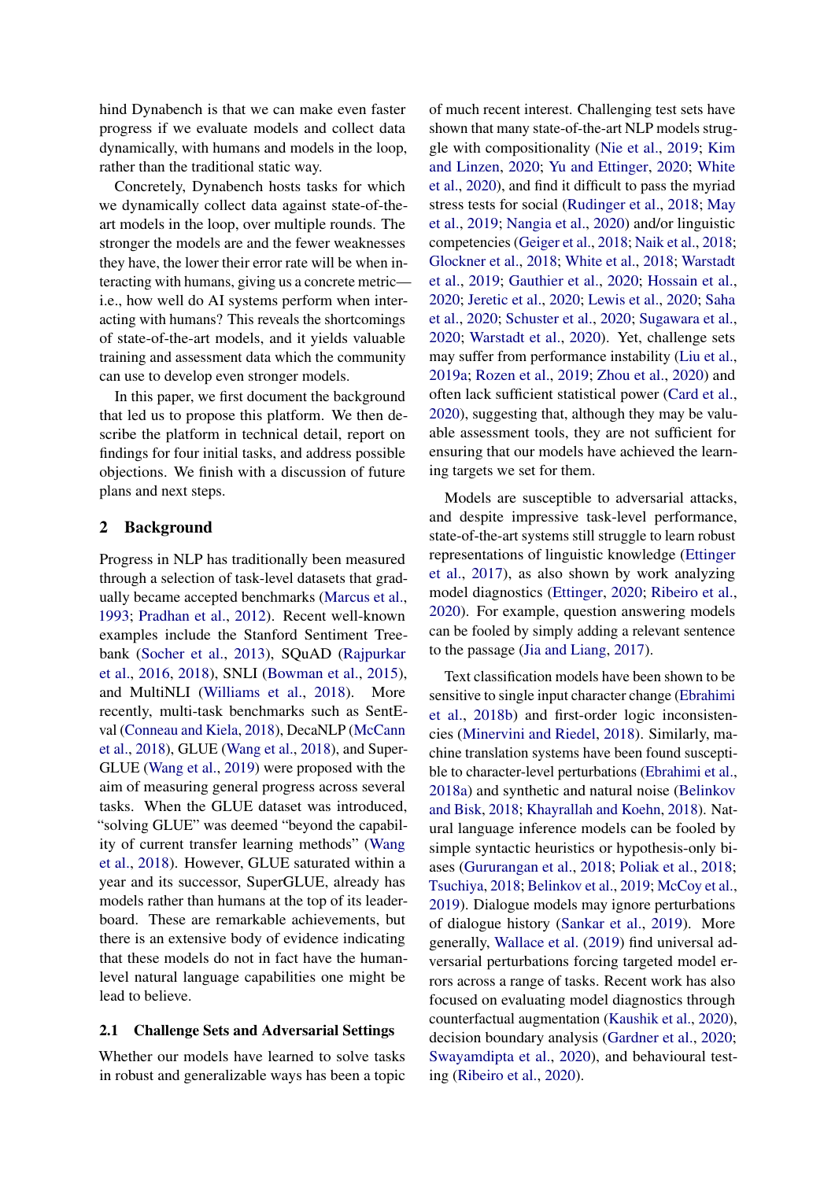hind Dynabench is that we can make even faster progress if we evaluate models and collect data dynamically, with humans and models in the loop, rather than the traditional static way.

Concretely, Dynabench hosts tasks for which we dynamically collect data against state-of-the-art models in the loop, over multiple rounds. The stronger the models are and the fewer weaknesses they have, the lower their error rate will be when interacting with humans, giving us a concrete metric—i.e., how well do AI systems perform when interacting with humans? This reveals the shortcomings of state-of-the-art models, and it yields valuable training and assessment data which the community can use to develop even stronger models.

In this paper, we first document the background that led us to propose this platform. We then describe the platform in technical detail, report on findings for four initial tasks, and address possible objections. We finish with a discussion of future plans and next steps.

## 2 Background

Progress in NLP has traditionally been measured through a selection of task-level datasets that gradually became accepted benchmarks (Marcus et al., 1993; Pradhan et al., 2012). Recent well-known examples include the Stanford Sentiment Treebank (Socher et al., 2013), SQuAD (Rajpurkar et al., 2016, 2018), SNLI (Bowman et al., 2015), and MultiNLI (Williams et al., 2018). More recently, multi-task benchmarks such as SentEval (Conneau and Kiela, 2018), DecaNLP (McCann et al., 2018), GLUE (Wang et al., 2018), and SuperGLUE (Wang et al., 2019) were proposed with the aim of measuring general progress across several tasks. When the GLUE dataset was introduced, "solving GLUE" was deemed "beyond the capability of current transfer learning methods" (Wang et al., 2018). However, GLUE saturated within a year and its successor, SuperGLUE, already has models rather than humans at the top of its leaderboard. These are remarkable achievements, but there is an extensive body of evidence indicating that these models do not in fact have the human-level natural language capabilities one might be lead to believe.

### 2.1 Challenge Sets and Adversarial Settings

Whether our models have learned to solve tasks in robust and generalizable ways has been a topic of much recent interest. Challenging test sets have shown that many state-of-the-art NLP models struggle with compositionality (Nie et al., 2019; Kim and Linzen, 2020; Yu and Ettinger, 2020; White et al., 2020), and find it difficult to pass the myriad stress tests for social (Rudinger et al., 2018; May et al., 2019; Nangia et al., 2020) and/or linguistic competencies (Geiger et al., 2018; Naik et al., 2018; Glockner et al., 2018; White et al., 2018; Warstadt et al., 2019; Gauthier et al., 2020; Hossain et al., 2020; Jeretic et al., 2020; Lewis et al., 2020; Saha et al., 2020; Schuster et al., 2020; Sugawara et al., 2020; Warstadt et al., 2020). Yet, challenge sets may suffer from performance instability (Liu et al., 2019a; Rozen et al., 2019; Zhou et al., 2020) and often lack sufficient statistical power (Card et al., 2020), suggesting that, although they may be valuable assessment tools, they are not sufficient for ensuring that our models have achieved the learning targets we set for them.

Models are susceptible to adversarial attacks, and despite impressive task-level performance, state-of-the-art systems still struggle to learn robust representations of linguistic knowledge (Ettinger et al., 2017), as also shown by work analyzing model diagnostics (Ettinger, 2020; Ribeiro et al., 2020). For example, question answering models can be fooled by simply adding a relevant sentence to the passage (Jia and Liang, 2017).

Text classification models have been shown to be sensitive to single input character change (Ebrahimi et al., 2018b) and first-order logic inconsistencies (Minervini and Riedel, 2018). Similarly, machine translation systems have been found susceptible to character-level perturbations (Ebrahimi et al., 2018a) and synthetic and natural noise (Belinkov and Bisk, 2018; Khayrallah and Koehn, 2018). Natural language inference models can be fooled by simple syntactic heuristics or hypothesis-only biases (Gururangan et al., 2018; Poliak et al., 2018; Tsuchiya, 2018; Belinkov et al., 2019; McCoy et al., 2019). Dialogue models may ignore perturbations of dialogue history (Sankar et al., 2019). More generally, Wallace et al. (2019) find universal adversarial perturbations forcing targeted model errors across a range of tasks. Recent work has also focused on evaluating model diagnostics through counterfactual augmentation (Kaushik et al., 2020), decision boundary analysis (Gardner et al., 2020; Swayamdipta et al., 2020), and behavioural testing (Ribeiro et al., 2020).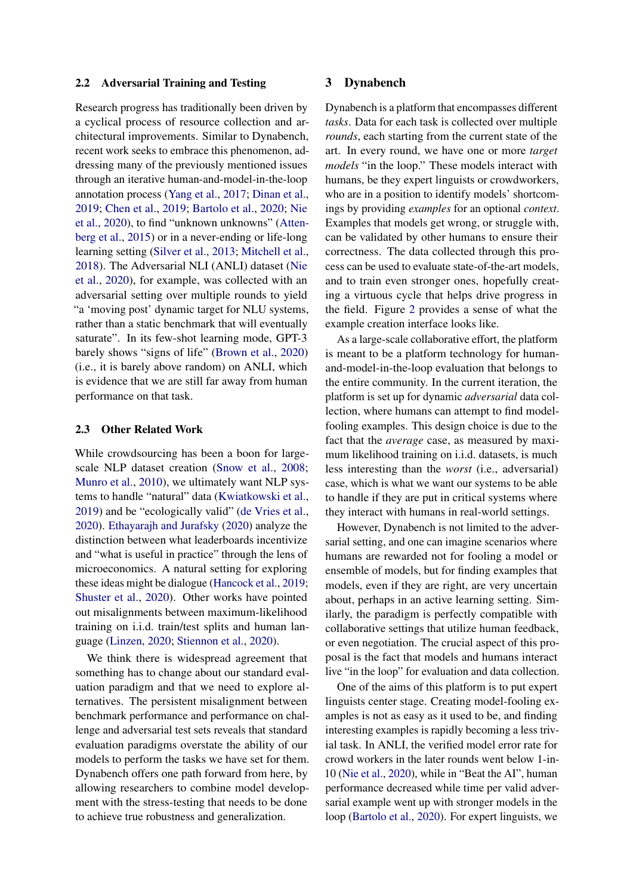### 2.2 Adversarial Training and Testing

Research progress has traditionally been driven by a cyclical process of resource collection and architectural improvements. Similar to Dynabench, recent work seeks to embrace this phenomenon, addressing many of the previously mentioned issues through an iterative human-and-model-in-the-loop annotation process (Yang et al., 2017; Dinan et al., 2019; Chen et al., 2019; Bartolo et al., 2020; Nie et al., 2020), to find "unknown unknowns" (Attenberg et al., 2015) or in a never-ending or life-long learning setting (Silver et al., 2013; Mitchell et al., 2018). The Adversarial NLI (ANLI) dataset (Nie et al., 2020), for example, was collected with an adversarial setting over multiple rounds to yield "a 'moving post' dynamic target for NLU systems, rather than a static benchmark that will eventually saturate". In its few-shot learning mode, GPT-3 barely shows "signs of life" (Brown et al., 2020) (i.e., it is barely above random) on ANLI, which is evidence that we are still far away from human performance on that task.

### 2.3 Other Related Work

While crowdsourcing has been a boon for large-scale NLP dataset creation (Snow et al., 2008; Munro et al., 2010), we ultimately want NLP systems to handle "natural" data (Kwiatkowski et al., 2019) and be "ecologically valid" (de Vries et al., 2020). Ethayarajh and Jurafsky (2020) analyze the distinction between what leaderboards incentivize and "what is useful in practice" through the lens of microeconomics. A natural setting for exploring these ideas might be dialogue (Hancock et al., 2019; Shuster et al., 2020). Other works have pointed out misalignments between maximum-likelihood training on i.i.d. train/test splits and human language (Linzen, 2020; Stiennon et al., 2020).

We think there is widespread agreement that something has to change about our standard evaluation paradigm and that we need to explore alternatives. The persistent misalignment between benchmark performance and performance on challenge and adversarial test sets reveals that standard evaluation paradigms overstate the ability of our models to perform the tasks we have set for them. Dynabench offers one path forward from here, by allowing researchers to combine model development with the stress-testing that needs to be done to achieve true robustness and generalization.

## 3 Dynabench

Dynabench is a platform that encompasses different *tasks*. Data for each task is collected over multiple *rounds*, each starting from the current state of the art. In every round, we have one or more *target models* "in the loop." These models interact with humans, be they expert linguists or crowdworkers, who are in a position to identify models' shortcomings by providing *examples* for an optional *context*. Examples that models get wrong, or struggle with, can be validated by other humans to ensure their correctness. The data collected through this process can be used to evaluate state-of-the-art models, and to train even stronger ones, hopefully creating a virtuous cycle that helps drive progress in the field. Figure 2 provides a sense of what the example creation interface looks like.

As a large-scale collaborative effort, the platform is meant to be a platform technology for human-and-model-in-the-loop evaluation that belongs to the entire community. In the current iteration, the platform is set up for dynamic *adversarial* data collection, where humans can attempt to find model-fooling examples. This design choice is due to the fact that the *average* case, as measured by maximum likelihood training on i.i.d. datasets, is much less interesting than the *worst* (i.e., adversarial) case, which is what we want our systems to be able to handle if they are put in critical systems where they interact with humans in real-world settings.

However, Dynabench is not limited to the adversarial setting, and one can imagine scenarios where humans are rewarded not for fooling a model or ensemble of models, but for finding examples that models, even if they are right, are very uncertain about, perhaps in an active learning setting. Similarly, the paradigm is perfectly compatible with collaborative settings that utilize human feedback, or even negotiation. The crucial aspect of this proposal is the fact that models and humans interact live "in the loop" for evaluation and data collection.

One of the aims of this platform is to put expert linguists center stage. Creating model-fooling examples is not as easy as it used to be, and finding interesting examples is rapidly becoming a less trivial task. In ANLI, the verified model error rate for crowd workers in the later rounds went below 1-in-10 (Nie et al., 2020), while in "Beat the AI", human performance decreased while time per valid adversarial example went up with stronger models in the loop (Bartolo et al., 2020). For expert linguists, we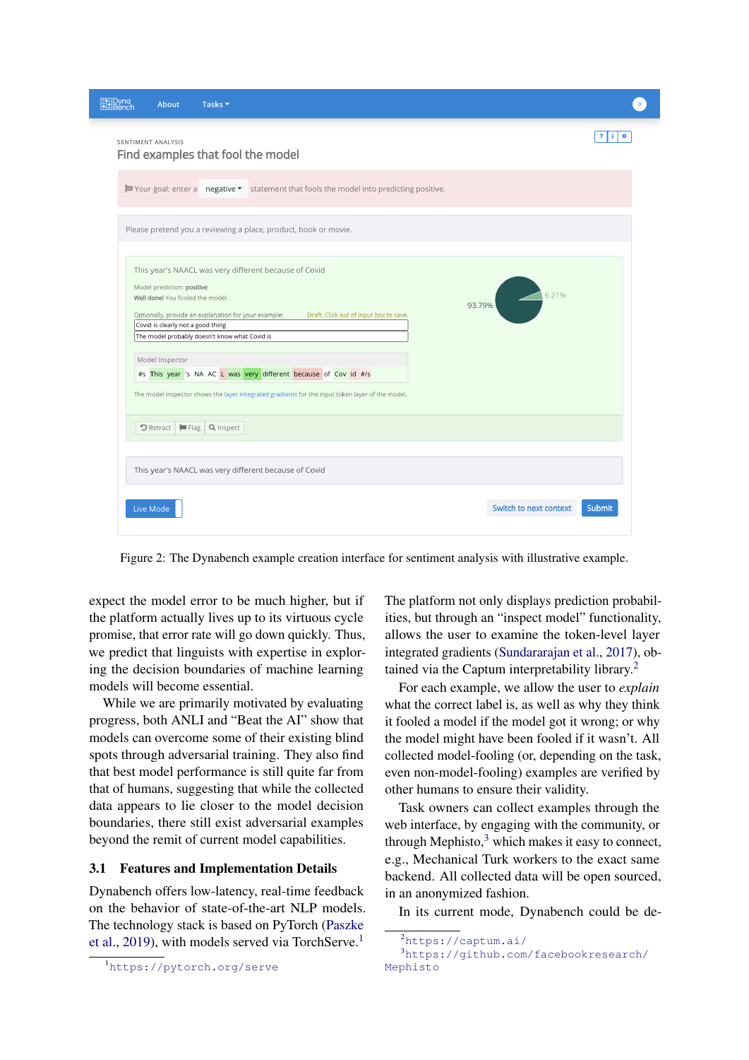Figure 2: The Dynabench example creation interface for sentiment analysis with illustrative example.

expect the model error to be much higher, but if the platform actually lives up to its virtuous cycle promise, that error rate will go down quickly. Thus, we predict that linguists with expertise in exploring the decision boundaries of machine learning models will become essential.

While we are primarily motivated by evaluating progress, both ANLI and "Beat the AI" show that models can overcome some of their existing blind spots through adversarial training. They also find that best model performance is still quite far from that of humans, suggesting that while the collected data appears to lie closer to the model decision boundaries, there still exist adversarial examples beyond the remit of current model capabilities.

### 3.1 Features and Implementation Details

Dynabench offers low-latency, real-time feedback on the behavior of state-of-the-art NLP models. The technology stack is based on PyTorch (Paszke et al., 2019), with models served via TorchServe.[1]

The platform not only displays prediction probabilities, but through an "inspect model" functionality, allows the user to examine the token-level layer integrated gradients (Sundararajan et al., 2017), obtained via the Captum interpretability library.[2]

For each example, we allow the user to *explain* what the correct label is, as well as why they think it fooled a model if the model got it wrong; or why the model might have been fooled if it wasn't. All collected model-fooling (or, depending on the task, even non-model-fooling) examples are verified by other humans to ensure their validity.

Task owners can collect examples through the web interface, by engaging with the community, or through Mephisto,[3] which makes it easy to connect, e.g., Mechanical Turk workers to the exact same backend. All collected data will be open sourced, in an anonymized fashion.

In its current mode, Dynabench could be de-

[1] https://pytorch.org/serve

[2] https://captum.ai/

[3] https://github.com/facebookresearch/Mephisto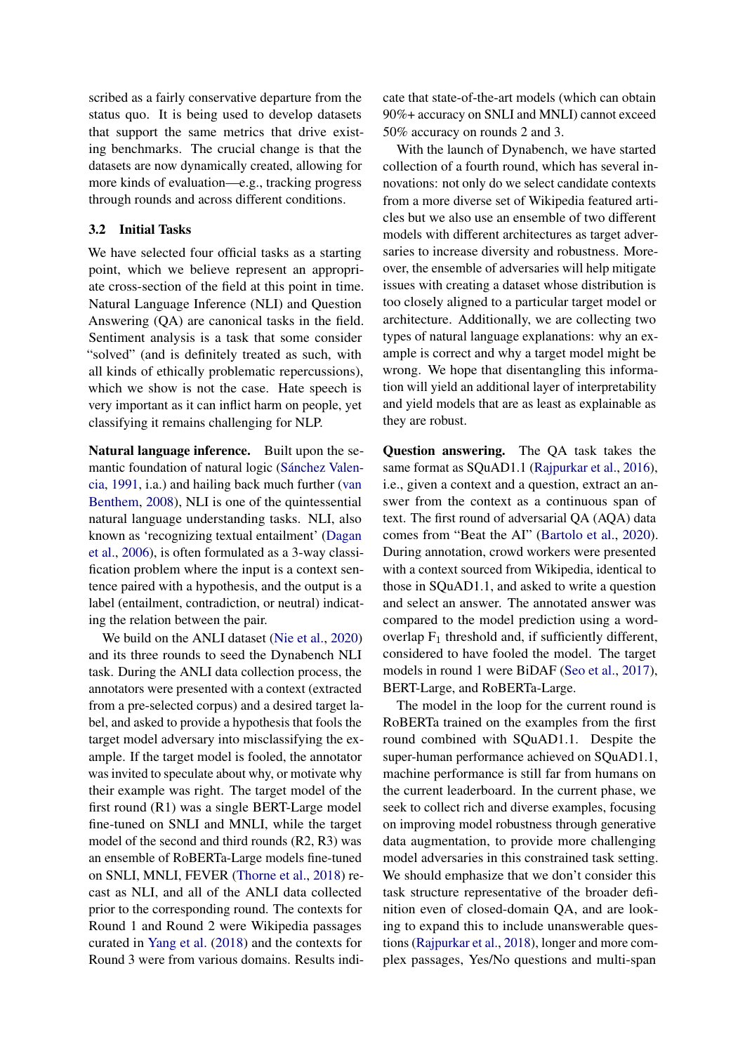scribed as a fairly conservative departure from the status quo. It is being used to develop datasets that support the same metrics that drive existing benchmarks. The crucial change is that the datasets are now dynamically created, allowing for more kinds of evaluation—e.g., tracking progress through rounds and across different conditions.

### 3.2 Initial Tasks

We have selected four official tasks as a starting point, which we believe represent an appropriate cross-section of the field at this point in time. Natural Language Inference (NLI) and Question Answering (QA) are canonical tasks in the field. Sentiment analysis is a task that some consider "solved" (and is definitely treated as such, with all kinds of ethically problematic repercussions), which we show is not the case. Hate speech is very important as it can inflict harm on people, yet classifying it remains challenging for NLP.

**Natural language inference.** Built upon the semantic foundation of natural logic (Sánchez Valencia, 1991, i.a.) and hailing back much further (van Benthem, 2008), NLI is one of the quintessential natural language understanding tasks. NLI, also known as 'recognizing textual entailment' (Dagan et al., 2006), is often formulated as a 3-way classification problem where the input is a context sentence paired with a hypothesis, and the output is a label (entailment, contradiction, or neutral) indicating the relation between the pair.

We build on the ANLI dataset (Nie et al., 2020) and its three rounds to seed the Dynabench NLI task. During the ANLI data collection process, the annotators were presented with a context (extracted from a pre-selected corpus) and a desired target label, and asked to provide a hypothesis that fools the target model adversary into misclassifying the example. If the target model is fooled, the annotator was invited to speculate about why, or motivate why their example was right. The target model of the first round (R1) was a single BERT-Large model fine-tuned on SNLI and MNLI, while the target model of the second and third rounds (R2, R3) was an ensemble of RoBERTa-Large models fine-tuned on SNLI, MNLI, FEVER (Thorne et al., 2018) recast as NLI, and all of the ANLI data collected prior to the corresponding round. The contexts for Round 1 and Round 2 were Wikipedia passages curated in Yang et al. (2018) and the contexts for Round 3 were from various domains. Results indicate that state-of-the-art models (which can obtain 90%+ accuracy on SNLI and MNLI) cannot exceed 50% accuracy on rounds 2 and 3.

With the launch of Dynabench, we have started collection of a fourth round, which has several innovations: not only do we select candidate contexts from a more diverse set of Wikipedia featured articles but we also use an ensemble of two different models with different architectures as target adversaries to increase diversity and robustness. Moreover, the ensemble of adversaries will help mitigate issues with creating a dataset whose distribution is too closely aligned to a particular target model or architecture. Additionally, we are collecting two types of natural language explanations: why an example is correct and why a target model might be wrong. We hope that disentangling this information will yield an additional layer of interpretability and yield models that are as least as explainable as they are robust.

**Question answering.** The QA task takes the same format as SQuAD1.1 (Rajpurkar et al., 2016), i.e., given a context and a question, extract an answer from the context as a continuous span of text. The first round of adversarial QA (AQA) data comes from "Beat the AI" (Bartolo et al., 2020). During annotation, crowd workers were presented with a context sourced from Wikipedia, identical to those in SQuAD1.1, and asked to write a question and select an answer. The annotated answer was compared to the model prediction using a word-overlap $F_1$ threshold and, if sufficiently different, considered to have fooled the model. The target models in round 1 were BiDAF (Seo et al., 2017), BERT-Large, and RoBERTa-Large.

The model in the loop for the current round is RoBERTa trained on the examples from the first round combined with SQuAD1.1. Despite the super-human performance achieved on SQuAD1.1, machine performance is still far from humans on the current leaderboard. In the current phase, we seek to collect rich and diverse examples, focusing on improving model robustness through generative data augmentation, to provide more challenging model adversaries in this constrained task setting. We should emphasize that we don't consider this task structure representative of the broader definition even of closed-domain QA, and are looking to expand this to include unanswerable questions (Rajpurkar et al., 2018), longer and more complex passages, Yes/No questions and multi-span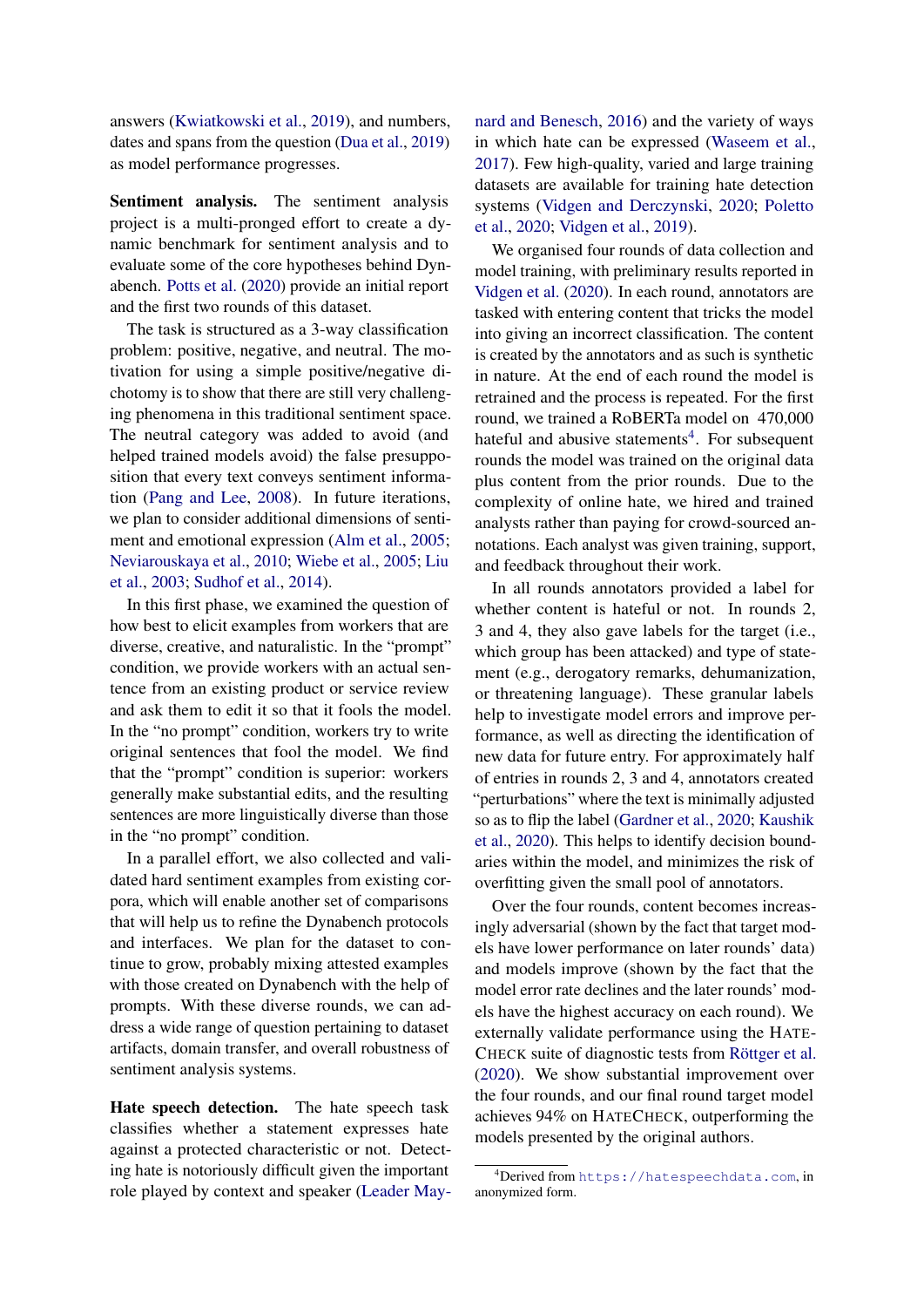answers (Kwiatkowski et al., 2019), and numbers, dates and spans from the question (Dua et al., 2019) as model performance progresses.

**Sentiment analysis.** The sentiment analysis project is a multi-pronged effort to create a dynamic benchmark for sentiment analysis and to evaluate some of the core hypotheses behind Dynabench. Potts et al. (2020) provide an initial report and the first two rounds of this dataset.

The task is structured as a 3-way classification problem: positive, negative, and neutral. The motivation for using a simple positive/negative dichotomy is to show that there are still very challenging phenomena in this traditional sentiment space. The neutral category was added to avoid (and helped trained models avoid) the false presupposition that every text conveys sentiment information (Pang and Lee, 2008). In future iterations, we plan to consider additional dimensions of sentiment and emotional expression (Alm et al., 2005; Neviarouskaya et al., 2010; Wiebe et al., 2005; Liu et al., 2003; Sudhof et al., 2014).

In this first phase, we examined the question of how best to elicit examples from workers that are diverse, creative, and naturalistic. In the "prompt" condition, we provide workers with an actual sentence from an existing product or service review and ask them to edit it so that it fools the model. In the "no prompt" condition, workers try to write original sentences that fool the model. We find that the "prompt" condition is superior: workers generally make substantial edits, and the resulting sentences are more linguistically diverse than those in the "no prompt" condition.

In a parallel effort, we also collected and validated hard sentiment examples from existing corpora, which will enable another set of comparisons that will help us to refine the Dynabench protocols and interfaces. We plan for the dataset to continue to grow, probably mixing attested examples with those created on Dynabench with the help of prompts. With these diverse rounds, we can address a wide range of question pertaining to dataset artifacts, domain transfer, and overall robustness of sentiment analysis systems.

**Hate speech detection.** The hate speech task classifies whether a statement expresses hate against a protected characteristic or not. Detecting hate is notoriously difficult given the important role played by context and speaker (Leader Maynard and Benesch, 2016) and the variety of ways in which hate can be expressed (Waseem et al., 2017). Few high-quality, varied and large training datasets are available for training hate detection systems (Vidgen and Derczynski, 2020; Poletto et al., 2020; Vidgen et al., 2019).

We organised four rounds of data collection and model training, with preliminary results reported in Vidgen et al. (2020). In each round, annotators are tasked with entering content that tricks the model into giving an incorrect classification. The content is created by the annotators and as such is synthetic in nature. At the end of each round the model is retrained and the process is repeated. For the first round, we trained a RoBERTa model on 470,000 hateful and abusive statements[4]. For subsequent rounds the model was trained on the original data plus content from the prior rounds. Due to the complexity of online hate, we hired and trained analysts rather than paying for crowd-sourced annotations. Each analyst was given training, support, and feedback throughout their work.

In all rounds annotators provided a label for whether content is hateful or not. In rounds 2, 3 and 4, they also gave labels for the target (i.e., which group has been attacked) and type of statement (e.g., derogatory remarks, dehumanization, or threatening language). These granular labels help to investigate model errors and improve performance, as well as directing the identification of new data for future entry. For approximately half of entries in rounds 2, 3 and 4, annotators created "perturbations" where the text is minimally adjusted so as to flip the label (Gardner et al., 2020; Kaushik et al., 2020). This helps to identify decision boundaries within the model, and minimizes the risk of overfitting given the small pool of annotators.

Over the four rounds, content becomes increasingly adversarial (shown by the fact that target models have lower performance on later rounds' data) and models improve (shown by the fact that the model error rate declines and the later rounds' models have the highest accuracy on each round). We externally validate performance using the HATECHECK suite of diagnostic tests from Röttger et al. (2020). We show substantial improvement over the four rounds, and our final round target model achieves 94% on HATECHECK, outperforming the models presented by the original authors.

[4] Derived from https://hatespeechdata.com, in anonymized form.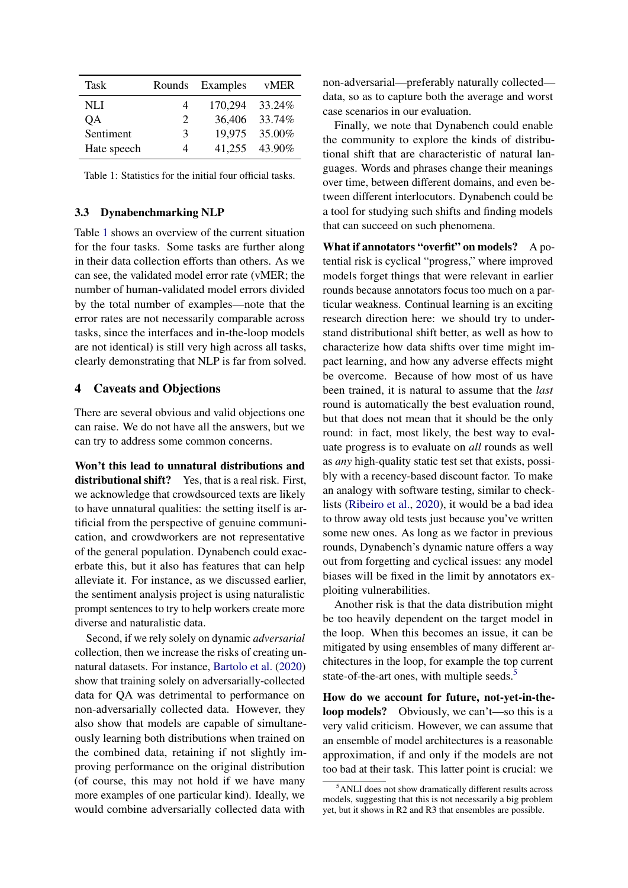| Task | Rounds | Examples | vMER |
|---|---|---|---|
| NLI | 4 | 170,294 | 33.24% |
| QA | 2 | 36,406 | 33.74% |
| Sentiment | 3 | 19,975 | 35.00% |
| Hate speech | 4 | 41,255 | 43.90% |

Table 1: Statistics for the initial four official tasks.

### 3.3 Dynabenchmarking NLP

Table 1 shows an overview of the current situation for the four tasks. Some tasks are further along in their data collection efforts than others. As we can see, the validated model error rate (vMER; the number of human-validated model errors divided by the total number of examples—note that the error rates are not necessarily comparable across tasks, since the interfaces and in-the-loop models are not identical) is still very high across all tasks, clearly demonstrating that NLP is far from solved.

## 4 Caveats and Objections

There are several obvious and valid objections one can raise. We do not have all the answers, but we can try to address some common concerns.

**Won't this lead to unnatural distributions and distributional shift?** Yes, that is a real risk. First, we acknowledge that crowdsourced texts are likely to have unnatural qualities: the setting itself is artificial from the perspective of genuine communication, and crowdworkers are not representative of the general population. Dynabench could exacerbate this, but it also has features that can help alleviate it. For instance, as we discussed earlier, the sentiment analysis project is using naturalistic prompt sentences to try to help workers create more diverse and naturalistic data.

Second, if we rely solely on dynamic *adversarial* collection, then we increase the risks of creating unnatural datasets. For instance, Bartolo et al. (2020) show that training solely on adversarially-collected data for QA was detrimental to performance on non-adversarially collected data. However, they also show that models are capable of simultaneously learning both distributions when trained on the combined data, retaining if not slightly improving performance on the original distribution (of course, this may not hold if we have many more examples of one particular kind). Ideally, we would combine adversarially collected data with non-adversarial—preferably naturally collected—data, so as to capture both the average and worst case scenarios in our evaluation.

Finally, we note that Dynabench could enable the community to explore the kinds of distributional shift that are characteristic of natural languages. Words and phrases change their meanings over time, between different domains, and even between different interlocutors. Dynabench could be a tool for studying such shifts and finding models that can succeed on such phenomena.

**What if annotators "overfit" on models?** A potential risk is cyclical "progress," where improved models forget things that were relevant in earlier rounds because annotators focus too much on a particular weakness. Continual learning is an exciting research direction here: we should try to understand distributional shift better, as well as how to characterize how data shifts over time might impact learning, and how any adverse effects might be overcome. Because of how most of us have been trained, it is natural to assume that the *last* round is automatically the best evaluation round, but that does not mean that it should be the only round: in fact, most likely, the best way to evaluate progress is to evaluate on *all* rounds as well as *any* high-quality static test set that exists, possibly with a recency-based discount factor. To make an analogy with software testing, similar to checklists (Ribeiro et al., 2020), it would be a bad idea to throw away old tests just because you've written some new ones. As long as we factor in previous rounds, Dynabench's dynamic nature offers a way out from forgetting and cyclical issues: any model biases will be fixed in the limit by annotators exploiting vulnerabilities.

Another risk is that the data distribution might be too heavily dependent on the target model in the loop. When this becomes an issue, it can be mitigated by using ensembles of many different architectures in the loop, for example the top current state-of-the-art ones, with multiple seeds.[5]

**How do we account for future, not-yet-in-the-loop models?** Obviously, we can't—so this is a very valid criticism. However, we can assume that an ensemble of model architectures is a reasonable approximation, if and only if the models are not too bad at their task. This latter point is crucial: we

[5]ANLI does not show dramatically different results across models, suggesting that this is not necessarily a big problem yet, but it shows in R2 and R3 that ensembles are possible.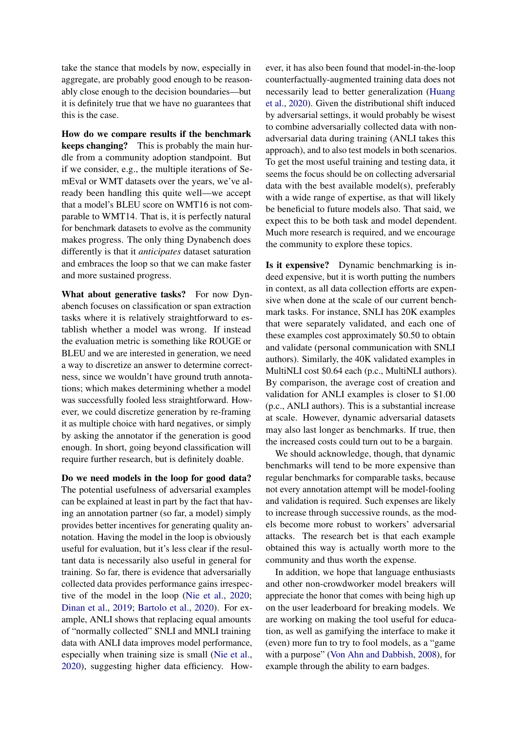take the stance that models by now, especially in aggregate, are probably good enough to be reasonably close enough to the decision boundaries—but it is definitely true that we have no guarantees that this is the case.

**How do we compare results if the benchmark keeps changing?** This is probably the main hurdle from a community adoption standpoint. But if we consider, e.g., the multiple iterations of SemEval or WMT datasets over the years, we've already been handling this quite well—we accept that a model's BLEU score on WMT16 is not comparable to WMT14. That is, it is perfectly natural for benchmark datasets to evolve as the community makes progress. The only thing Dynabench does differently is that it *anticipates* dataset saturation and embraces the loop so that we can make faster and more sustained progress.

**What about generative tasks?** For now Dynabench focuses on classification or span extraction tasks where it is relatively straightforward to establish whether a model was wrong. If instead the evaluation metric is something like ROUGE or BLEU and we are interested in generation, we need a way to discretize an answer to determine correctness, since we wouldn't have ground truth annotations; which makes determining whether a model was successfully fooled less straightforward. However, we could discretize generation by re-framing it as multiple choice with hard negatives, or simply by asking the annotator if the generation is good enough. In short, going beyond classification will require further research, but is definitely doable.

**Do we need models in the loop for good data?** The potential usefulness of adversarial examples can be explained at least in part by the fact that having an annotation partner (so far, a model) simply provides better incentives for generating quality annotation. Having the model in the loop is obviously useful for evaluation, but it's less clear if the resultant data is necessarily also useful in general for training. So far, there is evidence that adversarially collected data provides performance gains irrespective of the model in the loop (Nie et al., 2020; Dinan et al., 2019; Bartolo et al., 2020). For example, ANLI shows that replacing equal amounts of "normally collected" SNLI and MNLI training data with ANLI data improves model performance, especially when training size is small (Nie et al., 2020), suggesting higher data efficiency. However, it has also been found that model-in-the-loop counterfactually-augmented training data does not necessarily lead to better generalization (Huang et al., 2020). Given the distributional shift induced by adversarial settings, it would probably be wisest to combine adversarially collected data with non-adversarial data during training (ANLI takes this approach), and to also test models in both scenarios. To get the most useful training and testing data, it seems the focus should be on collecting adversarial data with the best available model(s), preferably with a wide range of expertise, as that will likely be beneficial to future models also. That said, we expect this to be both task and model dependent. Much more research is required, and we encourage the community to explore these topics.

**Is it expensive?** Dynamic benchmarking is indeed expensive, but it is worth putting the numbers in context, as all data collection efforts are expensive when done at the scale of our current benchmark tasks. For instance, SNLI has 20K examples that were separately validated, and each one of these examples cost approximately \$0.50 to obtain and validate (personal communication with SNLI authors). Similarly, the 40K validated examples in MultiNLI cost \$0.64 each (p.c., MultiNLI authors). By comparison, the average cost of creation and validation for ANLI examples is closer to \$1.00 (p.c., ANLI authors). This is a substantial increase at scale. However, dynamic adversarial datasets may also last longer as benchmarks. If true, then the increased costs could turn out to be a bargain.

We should acknowledge, though, that dynamic benchmarks will tend to be more expensive than regular benchmarks for comparable tasks, because not every annotation attempt will be model-fooling and validation is required. Such expenses are likely to increase through successive rounds, as the models become more robust to workers' adversarial attacks. The research bet is that each example obtained this way is actually worth more to the community and thus worth the expense.

In addition, we hope that language enthusiasts and other non-crowdworker model breakers will appreciate the honor that comes with being high up on the user leaderboard for breaking models. We are working on making the tool useful for education, as well as gamifying the interface to make it (even) more fun to try to fool models, as a "game with a purpose" (Von Ahn and Dabbish, 2008), for example through the ability to earn badges.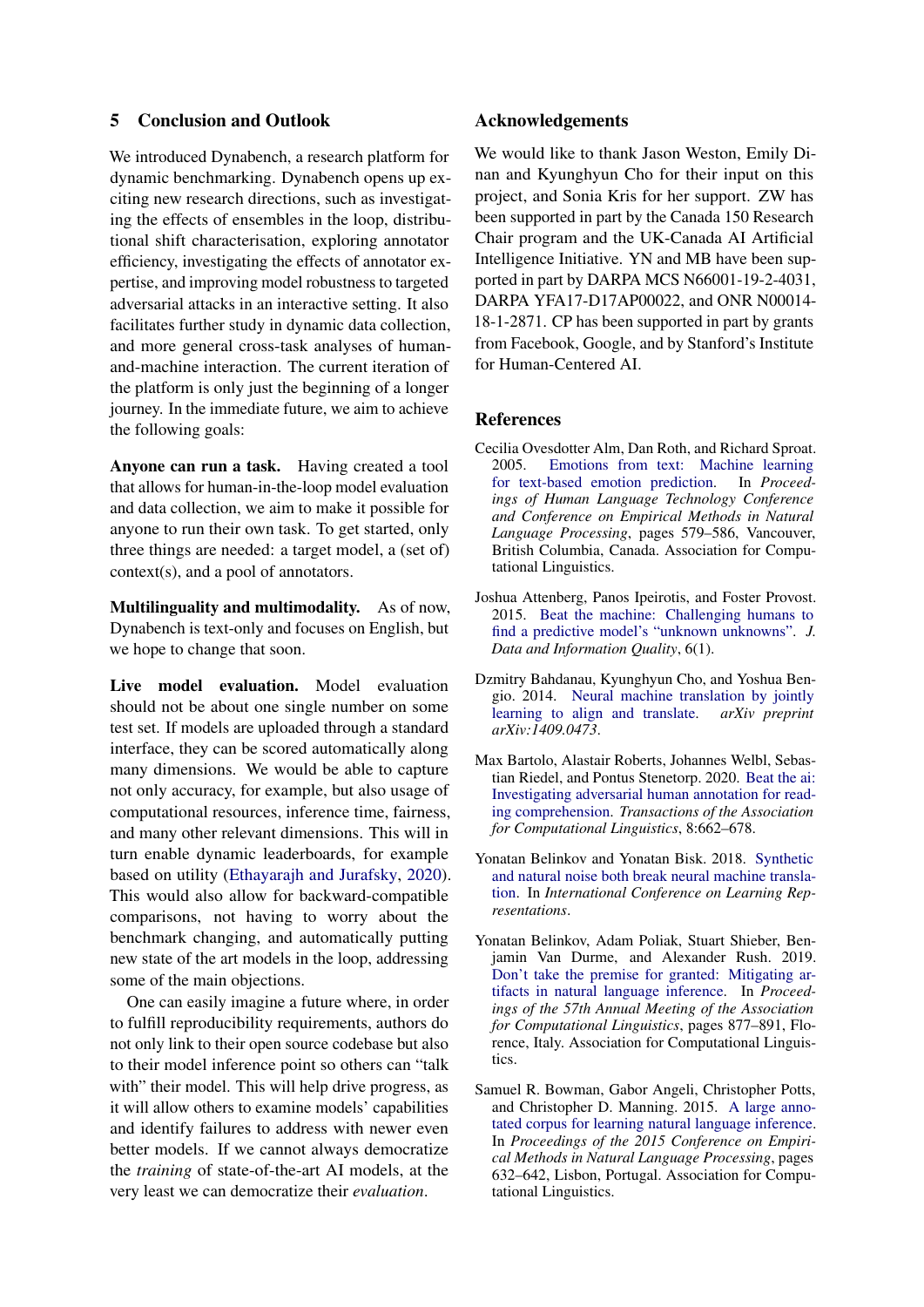## 5 Conclusion and Outlook

We introduced Dynabench, a research platform for dynamic benchmarking. Dynabench opens up exciting new research directions, such as investigating the effects of ensembles in the loop, distributional shift characterisation, exploring annotator efficiency, investigating the effects of annotator expertise, and improving model robustness to targeted adversarial attacks in an interactive setting. It also facilitates further study in dynamic data collection, and more general cross-task analyses of human-and-machine interaction. The current iteration of the platform is only just the beginning of a longer journey. In the immediate future, we aim to achieve the following goals:

**Anyone can run a task.** Having created a tool that allows for human-in-the-loop model evaluation and data collection, we aim to make it possible for anyone to run their own task. To get started, only three things are needed: a target model, a (set of) context(s), and a pool of annotators.

**Multilinguality and multimodality.** As of now, Dynabench is text-only and focuses on English, but we hope to change that soon.

**Live model evaluation.** Model evaluation should not be about one single number on some test set. If models are uploaded through a standard interface, they can be scored automatically along many dimensions. We would be able to capture not only accuracy, for example, but also usage of computational resources, inference time, fairness, and many other relevant dimensions. This will in turn enable dynamic leaderboards, for example based on utility (Ethayarajh and Jurafsky, 2020). This would also allow for backward-compatible comparisons, not having to worry about the benchmark changing, and automatically putting new state of the art models in the loop, addressing some of the main objections.

One can easily imagine a future where, in order to fulfill reproducibility requirements, authors do not only link to their open source codebase but also to their model inference point so others can "talk with" their model. This will help drive progress, as it will allow others to examine models' capabilities and identify failures to address with newer even better models. If we cannot always democratize the *training* of state-of-the-art AI models, at the very least we can democratize their *evaluation*.

## Acknowledgements

We would like to thank Jason Weston, Emily Dinan and Kyunghyun Cho for their input on this project, and Sonia Kris for her support. ZW has been supported in part by the Canada 150 Research Chair program and the UK-Canada AI Artificial Intelligence Initiative. YN and MB have been supported in part by DARPA MCS N66001-19-2-4031, DARPA YFA17-D17AP00022, and ONR N00014-18-1-2871. CP has been supported in part by grants from Facebook, Google, and by Stanford's Institute for Human-Centered AI.

## References

Cecilia Ovesdotter Alm, Dan Roth, and Richard Sproat. 2005. Emotions from text: Machine learning for text-based emotion prediction. In *Proceedings of Human Language Technology Conference and Conference on Empirical Methods in Natural Language Processing*, pages 579–586, Vancouver, British Columbia, Canada. Association for Computational Linguistics.

Joshua Attenberg, Panos Ipeirotis, and Foster Provost. 2015. Beat the machine: Challenging humans to find a predictive model's "unknown unknowns". *J. Data and Information Quality*, 6(1).

Dzmitry Bahdanau, Kyunghyun Cho, and Yoshua Bengio. 2014. Neural machine translation by jointly learning to align and translate. *arXiv preprint arXiv:1409.0473*.

Max Bartolo, Alastair Roberts, Johannes Welbl, Sebastian Riedel, and Pontus Stenetorp. 2020. Beat the ai: Investigating adversarial human annotation for reading comprehension. *Transactions of the Association for Computational Linguistics*, 8:662–678.

Yonatan Belinkov and Yonatan Bisk. 2018. Synthetic and natural noise both break neural machine translation. In *International Conference on Learning Representations*.

Yonatan Belinkov, Adam Poliak, Stuart Shieber, Benjamin Van Durme, and Alexander Rush. 2019. Don't take the premise for granted: Mitigating artifacts in natural language inference. In *Proceedings of the 57th Annual Meeting of the Association for Computational Linguistics*, pages 877–891, Florence, Italy. Association for Computational Linguistics.

Samuel R. Bowman, Gabor Angeli, Christopher Potts, and Christopher D. Manning. 2015. A large annotated corpus for learning natural language inference. In *Proceedings of the 2015 Conference on Empirical Methods in Natural Language Processing*, pages 632–642, Lisbon, Portugal. Association for Computational Linguistics.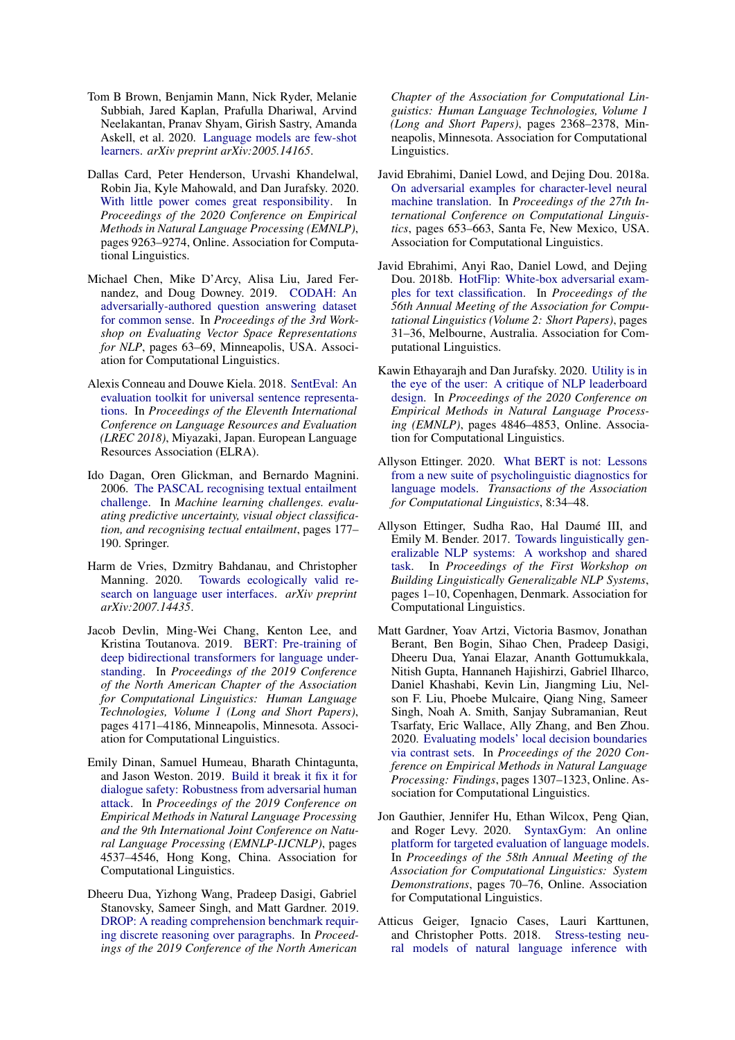Tom B Brown, Benjamin Mann, Nick Ryder, Melanie Subbiah, Jared Kaplan, Prafulla Dhariwal, Arvind Neelakantan, Pranav Shyam, Girish Sastry, Amanda Askell, et al. 2020. Language models are few-shot learners. *arXiv preprint arXiv:2005.14165*.

Dallas Card, Peter Henderson, Urvashi Khandelwal, Robin Jia, Kyle Mahowald, and Dan Jurafsky. 2020. With little power comes great responsibility. In *Proceedings of the 2020 Conference on Empirical Methods in Natural Language Processing (EMNLP)*, pages 9263–9274, Online. Association for Computational Linguistics.

Michael Chen, Mike D'Arcy, Alisa Liu, Jared Fernandez, and Doug Downey. 2019. CODAH: An adversarially-authored question answering dataset for common sense. In *Proceedings of the 3rd Workshop on Evaluating Vector Space Representations for NLP*, pages 63–69, Minneapolis, USA. Association for Computational Linguistics.

Alexis Conneau and Douwe Kiela. 2018. SentEval: An evaluation toolkit for universal sentence representations. In *Proceedings of the Eleventh International Conference on Language Resources and Evaluation (LREC 2018)*, Miyazaki, Japan. European Language Resources Association (ELRA).

Ido Dagan, Oren Glickman, and Bernardo Magnini. 2006. The PASCAL recognising textual entailment challenge. In *Machine learning challenges. evaluating predictive uncertainty, visual object classification, and recognising tectual entailment*, pages 177–190. Springer.

Harm de Vries, Dzmitry Bahdanau, and Christopher Manning. 2020. Towards ecologically valid research on language user interfaces. *arXiv preprint arXiv:2007.14435*.

Jacob Devlin, Ming-Wei Chang, Kenton Lee, and Kristina Toutanova. 2019. BERT: Pre-training of deep bidirectional transformers for language understanding. In *Proceedings of the 2019 Conference of the North American Chapter of the Association for Computational Linguistics: Human Language Technologies, Volume 1 (Long and Short Papers)*, pages 4171–4186, Minneapolis, Minnesota. Association for Computational Linguistics.

Emily Dinan, Samuel Humeau, Bharath Chintagunta, and Jason Weston. 2019. Build it break it fix it for dialogue safety: Robustness from adversarial human attack. In *Proceedings of the 2019 Conference on Empirical Methods in Natural Language Processing and the 9th International Joint Conference on Natural Language Processing (EMNLP-IJCNLP)*, pages 4537–4546, Hong Kong, China. Association for Computational Linguistics.

Dheeru Dua, Yizhong Wang, Pradeep Dasigi, Gabriel Stanovsky, Sameer Singh, and Matt Gardner. 2019. DROP: A reading comprehension benchmark requiring discrete reasoning over paragraphs. In *Proceedings of the 2019 Conference of the North American Chapter of the Association for Computational Linguistics: Human Language Technologies, Volume 1 (Long and Short Papers)*, pages 2368–2378, Minneapolis, Minnesota. Association for Computational Linguistics.

Javid Ebrahimi, Daniel Lowd, and Dejing Dou. 2018a. On adversarial examples for character-level neural machine translation. In *Proceedings of the 27th International Conference on Computational Linguistics*, pages 653–663, Santa Fe, New Mexico, USA. Association for Computational Linguistics.

Javid Ebrahimi, Anyi Rao, Daniel Lowd, and Dejing Dou. 2018b. HotFlip: White-box adversarial examples for text classification. In *Proceedings of the 56th Annual Meeting of the Association for Computational Linguistics (Volume 2: Short Papers)*, pages 31–36, Melbourne, Australia. Association for Computational Linguistics.

Kawin Ethayarajh and Dan Jurafsky. 2020. Utility is in the eye of the user: A critique of NLP leaderboard design. In *Proceedings of the 2020 Conference on Empirical Methods in Natural Language Processing (EMNLP)*, pages 4846–4853, Online. Association for Computational Linguistics.

Allyson Ettinger. 2020. What BERT is not: Lessons from a new suite of psycholinguistic diagnostics for language models. *Transactions of the Association for Computational Linguistics*, 8:34–48.

Allyson Ettinger, Sudha Rao, Hal Daumé III, and Emily M. Bender. 2017. Towards linguistically generalizable NLP systems: A workshop and shared task. In *Proceedings of the First Workshop on Building Linguistically Generalizable NLP Systems*, pages 1–10, Copenhagen, Denmark. Association for Computational Linguistics.

Matt Gardner, Yoav Artzi, Victoria Basmov, Jonathan Berant, Ben Bogin, Sihao Chen, Pradeep Dasigi, Dheeru Dua, Yanai Elazar, Ananth Gottumukkala, Nitish Gupta, Hannaneh Hajishirzi, Gabriel Ilharco, Daniel Khashabi, Kevin Lin, Jiangming Liu, Nelson F. Liu, Phoebe Mulcaire, Qiang Ning, Sameer Singh, Noah A. Smith, Sanjay Subramanian, Reut Tsarfaty, Eric Wallace, Ally Zhang, and Ben Zhou. 2020. Evaluating models' local decision boundaries via contrast sets. In *Proceedings of the 2020 Conference on Empirical Methods in Natural Language Processing: Findings*, pages 1307–1323, Online. Association for Computational Linguistics.

Jon Gauthier, Jennifer Hu, Ethan Wilcox, Peng Qian, and Roger Levy. 2020. SyntaxGym: An online platform for targeted evaluation of language models. In *Proceedings of the 58th Annual Meeting of the Association for Computational Linguistics: System Demonstrations*, pages 70–76, Online. Association for Computational Linguistics.

Atticus Geiger, Ignacio Cases, Lauri Karttunen, and Christopher Potts. 2018. Stress-testing neural models of natural language inference with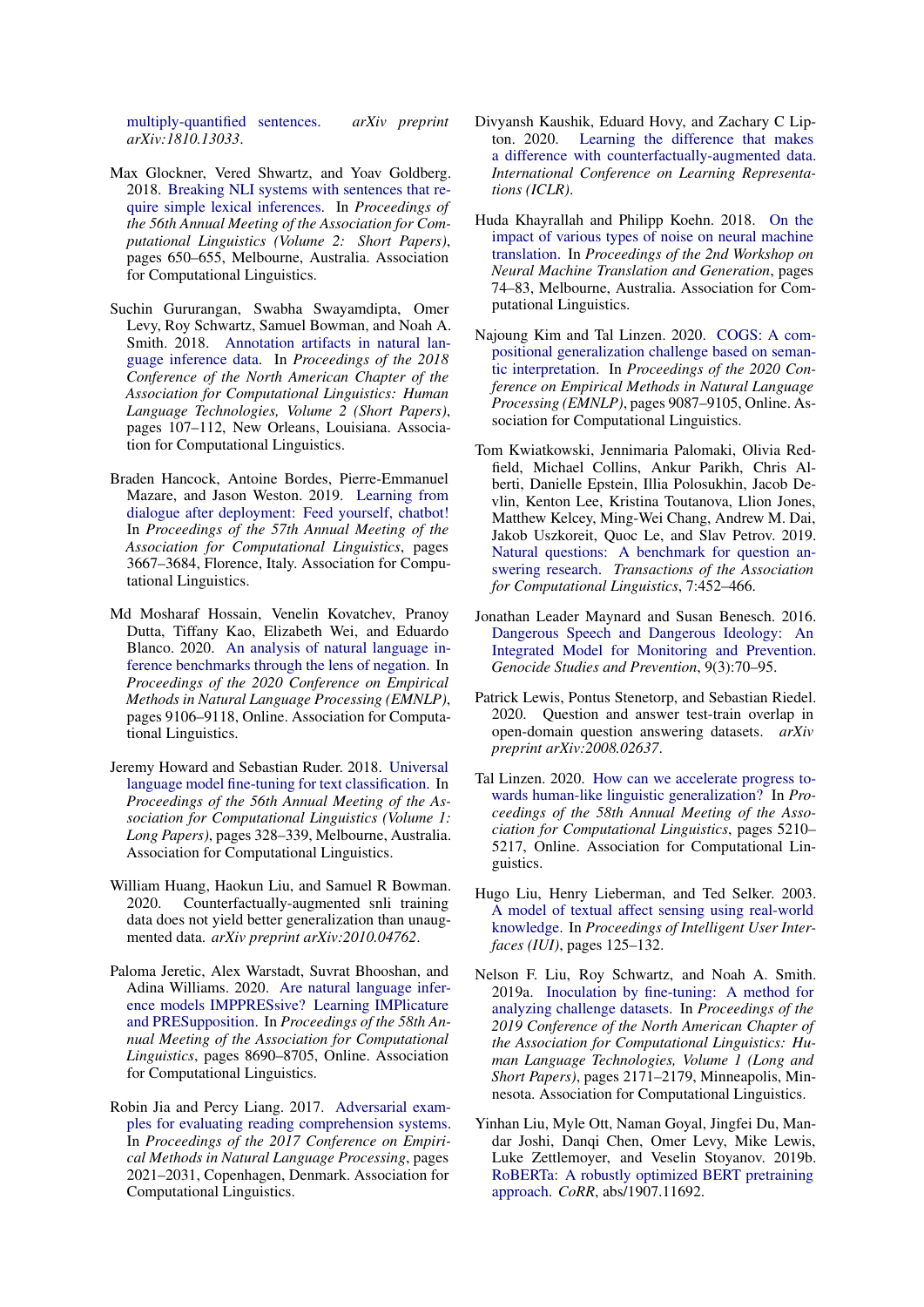multiply-quantified sentences. *arXiv preprint arXiv:1810.13033*.

Max Glockner, Vered Shwartz, and Yoav Goldberg. 2018. Breaking NLI systems with sentences that require simple lexical inferences. In *Proceedings of the 56th Annual Meeting of the Association for Computational Linguistics (Volume 2: Short Papers)*, pages 650–655, Melbourne, Australia. Association for Computational Linguistics.

Suchin Gururangan, Swabha Swayamdipta, Omer Levy, Roy Schwartz, Samuel Bowman, and Noah A. Smith. 2018. Annotation artifacts in natural language inference data. In *Proceedings of the 2018 Conference of the North American Chapter of the Association for Computational Linguistics: Human Language Technologies, Volume 2 (Short Papers)*, pages 107–112, New Orleans, Louisiana. Association for Computational Linguistics.

Braden Hancock, Antoine Bordes, Pierre-Emmanuel Mazare, and Jason Weston. 2019. Learning from dialogue after deployment: Feed yourself, chatbot! In *Proceedings of the 57th Annual Meeting of the Association for Computational Linguistics*, pages 3667–3684, Florence, Italy. Association for Computational Linguistics.

Md Mosharaf Hossain, Venelin Kovatchev, Pranoy Dutta, Tiffany Kao, Elizabeth Wei, and Eduardo Blanco. 2020. An analysis of natural language inference benchmarks through the lens of negation. In *Proceedings of the 2020 Conference on Empirical Methods in Natural Language Processing (EMNLP)*, pages 9106–9118, Online. Association for Computational Linguistics.

Jeremy Howard and Sebastian Ruder. 2018. Universal language model fine-tuning for text classification. In *Proceedings of the 56th Annual Meeting of the Association for Computational Linguistics (Volume 1: Long Papers)*, pages 328–339, Melbourne, Australia. Association for Computational Linguistics.

William Huang, Haokun Liu, and Samuel R Bowman. 2020. Counterfactually-augmented snli training data does not yield better generalization than unaugmented data. *arXiv preprint arXiv:2010.04762*.

Paloma Jeretic, Alex Warstadt, Suvrat Bhooshan, and Adina Williams. 2020. Are natural language inference models IMPPRESsive? Learning IMPlicature and PRESupposition. In *Proceedings of the 58th Annual Meeting of the Association for Computational Linguistics*, pages 8690–8705, Online. Association for Computational Linguistics.

Robin Jia and Percy Liang. 2017. Adversarial examples for evaluating reading comprehension systems. In *Proceedings of the 2017 Conference on Empirical Methods in Natural Language Processing*, pages 2021–2031, Copenhagen, Denmark. Association for Computational Linguistics.

Divyansh Kaushik, Eduard Hovy, and Zachary C Lipton. 2020. Learning the difference that makes a difference with counterfactually-augmented data. *International Conference on Learning Representations (ICLR)*.

Huda Khayrallah and Philipp Koehn. 2018. On the impact of various types of noise on neural machine translation. In *Proceedings of the 2nd Workshop on Neural Machine Translation and Generation*, pages 74–83, Melbourne, Australia. Association for Computational Linguistics.

Najoung Kim and Tal Linzen. 2020. COGS: A compositional generalization challenge based on semantic interpretation. In *Proceedings of the 2020 Conference on Empirical Methods in Natural Language Processing (EMNLP)*, pages 9087–9105, Online. Association for Computational Linguistics.

Tom Kwiatkowski, Jennimaria Palomaki, Olivia Redfield, Michael Collins, Ankur Parikh, Chris Alberti, Danielle Epstein, Illia Polosukhin, Jacob Devlin, Kenton Lee, Kristina Toutanova, Llion Jones, Matthew Kelcey, Ming-Wei Chang, Andrew M. Dai, Jakob Uszkoreit, Quoc Le, and Slav Petrov. 2019. Natural questions: A benchmark for question answering research. *Transactions of the Association for Computational Linguistics*, 7:452–466.

Jonathan Leader Maynard and Susan Benesch. 2016. Dangerous Speech and Dangerous Ideology: An Integrated Model for Monitoring and Prevention. *Genocide Studies and Prevention*, 9(3):70–95.

Patrick Lewis, Pontus Stenetorp, and Sebastian Riedel. 2020. Question and answer test-train overlap in open-domain question answering datasets. *arXiv preprint arXiv:2008.02637*.

Tal Linzen. 2020. How can we accelerate progress towards human-like linguistic generalization? In *Proceedings of the 58th Annual Meeting of the Association for Computational Linguistics*, pages 5210–5217, Online. Association for Computational Linguistics.

Hugo Liu, Henry Lieberman, and Ted Selker. 2003. A model of textual affect sensing using real-world knowledge. In *Proceedings of Intelligent User Interfaces (IUI)*, pages 125–132.

Nelson F. Liu, Roy Schwartz, and Noah A. Smith. 2019a. Inoculation by fine-tuning: A method for analyzing challenge datasets. In *Proceedings of the 2019 Conference of the North American Chapter of the Association for Computational Linguistics: Human Language Technologies, Volume 1 (Long and Short Papers)*, pages 2171–2179, Minneapolis, Minnesota. Association for Computational Linguistics.

Yinhan Liu, Myle Ott, Naman Goyal, Jingfei Du, Mandar Joshi, Danqi Chen, Omer Levy, Mike Lewis, Luke Zettlemoyer, and Veselin Stoyanov. 2019b. RoBERTa: A robustly optimized BERT pretraining approach. *CoRR*, abs/1907.11692.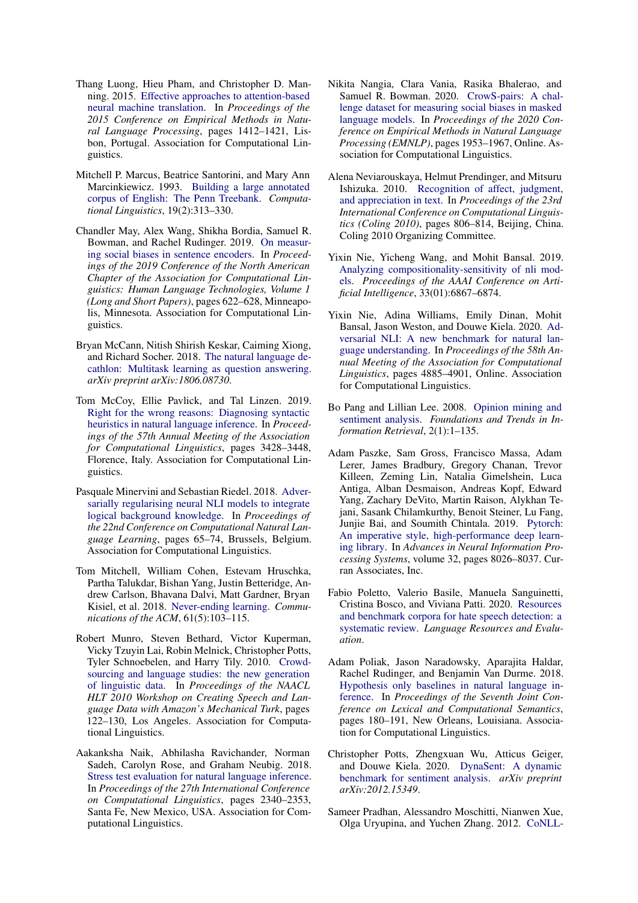Thang Luong, Hieu Pham, and Christopher D. Manning. 2015. Effective approaches to attention-based neural machine translation. In *Proceedings of the 2015 Conference on Empirical Methods in Natural Language Processing*, pages 1412–1421, Lisbon, Portugal. Association for Computational Linguistics.

Mitchell P. Marcus, Beatrice Santorini, and Mary Ann Marcinkiewicz. 1993. Building a large annotated corpus of English: The Penn Treebank. *Computational Linguistics*, 19(2):313–330.

Chandler May, Alex Wang, Shikha Bordia, Samuel R. Bowman, and Rachel Rudinger. 2019. On measuring social biases in sentence encoders. In *Proceedings of the 2019 Conference of the North American Chapter of the Association for Computational Linguistics: Human Language Technologies, Volume 1 (Long and Short Papers)*, pages 622–628, Minneapolis, Minnesota. Association for Computational Linguistics.

Bryan McCann, Nitish Shirish Keskar, Caiming Xiong, and Richard Socher. 2018. The natural language decathlon: Multitask learning as question answering. *arXiv preprint arXiv:1806.08730*.

Tom McCoy, Ellie Pavlick, and Tal Linzen. 2019. Right for the wrong reasons: Diagnosing syntactic heuristics in natural language inference. In *Proceedings of the 57th Annual Meeting of the Association for Computational Linguistics*, pages 3428–3448, Florence, Italy. Association for Computational Linguistics.

Pasquale Minervini and Sebastian Riedel. 2018. Adversarially regularising neural NLI models to integrate logical background knowledge. In *Proceedings of the 22nd Conference on Computational Natural Language Learning*, pages 65–74, Brussels, Belgium. Association for Computational Linguistics.

Tom Mitchell, William Cohen, Estevam Hruschka, Partha Talukdar, Bishan Yang, Justin Betteridge, Andrew Carlson, Bhavana Dalvi, Matt Gardner, Bryan Kisiel, et al. 2018. Never-ending learning. *Communications of the ACM*, 61(5):103–115.

Robert Munro, Steven Bethard, Victor Kuperman, Vicky Tzuyin Lai, Robin Melnick, Christopher Potts, Tyler Schnoebelen, and Harry Tily. 2010. Crowdsourcing and language studies: the new generation of linguistic data. In *Proceedings of the NAACL HLT 2010 Workshop on Creating Speech and Language Data with Amazon's Mechanical Turk*, pages 122–130, Los Angeles. Association for Computational Linguistics.

Aakanksha Naik, Abhilasha Ravichander, Norman Sadeh, Carolyn Rose, and Graham Neubig. 2018. Stress test evaluation for natural language inference. In *Proceedings of the 27th International Conference on Computational Linguistics*, pages 2340–2353, Santa Fe, New Mexico, USA. Association for Computational Linguistics.

Nikita Nangia, Clara Vania, Rasika Bhalerao, and Samuel R. Bowman. 2020. CrowS-pairs: A challenge dataset for measuring social biases in masked language models. In *Proceedings of the 2020 Conference on Empirical Methods in Natural Language Processing (EMNLP)*, pages 1953–1967, Online. Association for Computational Linguistics.

Alena Neviarouskaya, Helmut Prendinger, and Mitsuru Ishizuka. 2010. Recognition of affect, judgment, and appreciation in text. In *Proceedings of the 23rd International Conference on Computational Linguistics (Coling 2010)*, pages 806–814, Beijing, China. Coling 2010 Organizing Committee.

Yixin Nie, Yicheng Wang, and Mohit Bansal. 2019. Analyzing compositionality-sensitivity of nli models. *Proceedings of the AAAI Conference on Artificial Intelligence*, 33(01):6867–6874.

Yixin Nie, Adina Williams, Emily Dinan, Mohit Bansal, Jason Weston, and Douwe Kiela. 2020. Adversarial NLI: A new benchmark for natural language understanding. In *Proceedings of the 58th Annual Meeting of the Association for Computational Linguistics*, pages 4885–4901, Online. Association for Computational Linguistics.

Bo Pang and Lillian Lee. 2008. Opinion mining and sentiment analysis. *Foundations and Trends in Information Retrieval*, 2(1):1–135.

Adam Paszke, Sam Gross, Francisco Massa, Adam Lerer, James Bradbury, Gregory Chanan, Trevor Killeen, Zeming Lin, Natalia Gimelshein, Luca Antiga, Alban Desmaison, Andreas Kopf, Edward Yang, Zachary DeVito, Martin Raison, Alykhan Tejani, Sasank Chilamkurthy, Benoit Steiner, Lu Fang, Junjie Bai, and Soumith Chintala. 2019. Pytorch: An imperative style, high-performance deep learning library. In *Advances in Neural Information Processing Systems*, volume 32, pages 8026–8037. Curran Associates, Inc.

Fabio Poletto, Valerio Basile, Manuela Sanguinetti, Cristina Bosco, and Viviana Patti. 2020. Resources and benchmark corpora for hate speech detection: a systematic review. *Language Resources and Evaluation*.

Adam Poliak, Jason Naradowsky, Aparajita Haldar, Rachel Rudinger, and Benjamin Van Durme. 2018. Hypothesis only baselines in natural language inference. In *Proceedings of the Seventh Joint Conference on Lexical and Computational Semantics*, pages 180–191, New Orleans, Louisiana. Association for Computational Linguistics.

Christopher Potts, Zhengxuan Wu, Atticus Geiger, and Douwe Kiela. 2020. DynaSent: A dynamic benchmark for sentiment analysis. *arXiv preprint arXiv:2012.15349*.

Sameer Pradhan, Alessandro Moschitti, Nianwen Xue, Olga Uryupina, and Yuchen Zhang. 2012. CoNLL-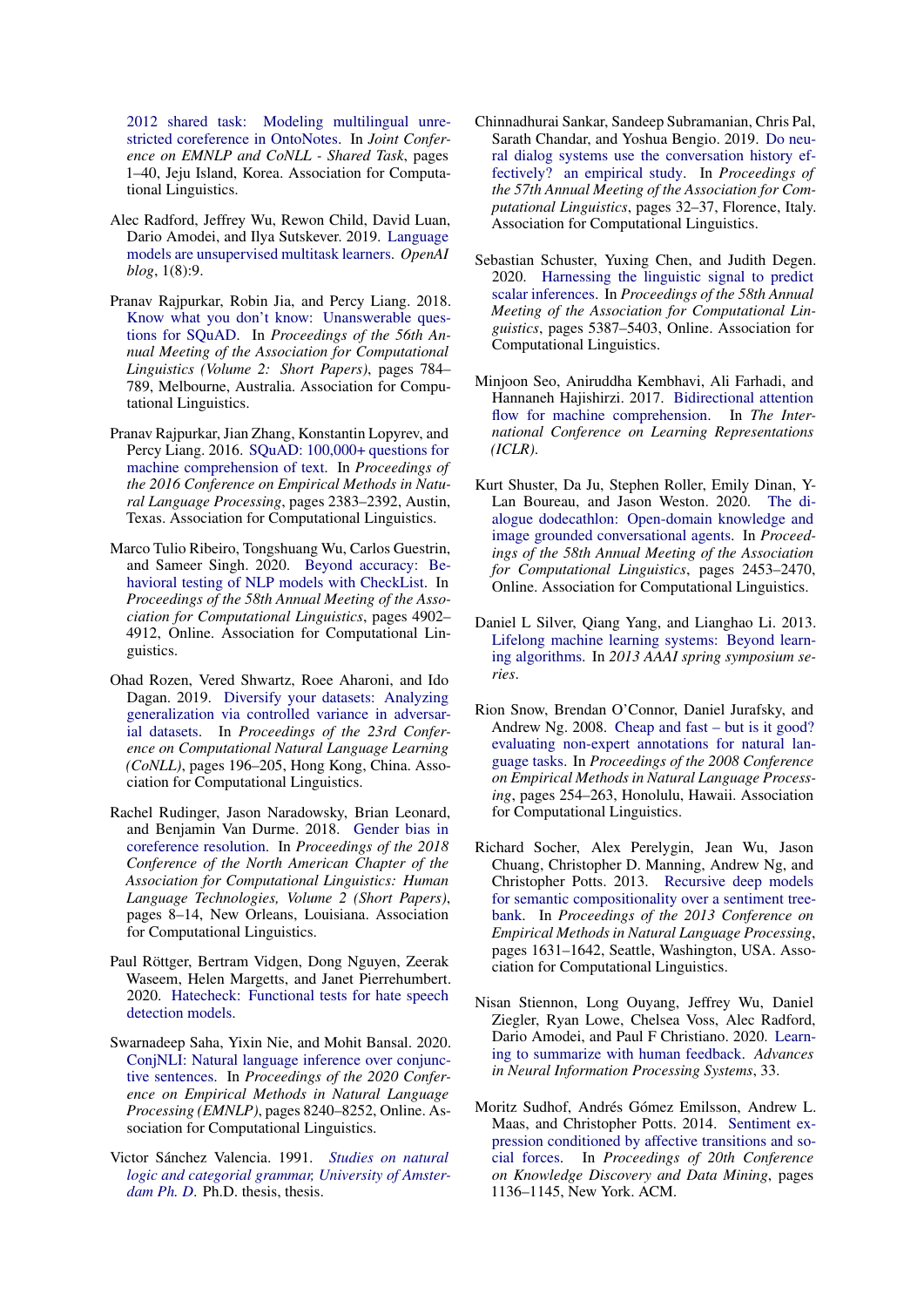2012 shared task: Modeling multilingual unrestricted coreference in OntoNotes. In *Joint Conference on EMNLP and CoNLL - Shared Task*, pages 1–40, Jeju Island, Korea. Association for Computational Linguistics.

Alec Radford, Jeffrey Wu, Rewon Child, David Luan, Dario Amodei, and Ilya Sutskever. 2019. Language models are unsupervised multitask learners. *OpenAI blog*, 1(8):9.

Pranav Rajpurkar, Robin Jia, and Percy Liang. 2018. Know what you don't know: Unanswerable questions for SQuAD. In *Proceedings of the 56th Annual Meeting of the Association for Computational Linguistics (Volume 2: Short Papers)*, pages 784–789, Melbourne, Australia. Association for Computational Linguistics.

Pranav Rajpurkar, Jian Zhang, Konstantin Lopyrev, and Percy Liang. 2016. SQuAD: 100,000+ questions for machine comprehension of text. In *Proceedings of the 2016 Conference on Empirical Methods in Natural Language Processing*, pages 2383–2392, Austin, Texas. Association for Computational Linguistics.

Marco Tulio Ribeiro, Tongshuang Wu, Carlos Guestrin, and Sameer Singh. 2020. Beyond accuracy: Behavioral testing of NLP models with CheckList. In *Proceedings of the 58th Annual Meeting of the Association for Computational Linguistics*, pages 4902–4912, Online. Association for Computational Linguistics.

Ohad Rozen, Vered Shwartz, Roee Aharoni, and Ido Dagan. 2019. Diversify your datasets: Analyzing generalization via controlled variance in adversarial datasets. In *Proceedings of the 23rd Conference on Computational Natural Language Learning (CoNLL)*, pages 196–205, Hong Kong, China. Association for Computational Linguistics.

Rachel Rudinger, Jason Naradowsky, Brian Leonard, and Benjamin Van Durme. 2018. Gender bias in coreference resolution. In *Proceedings of the 2018 Conference of the North American Chapter of the Association for Computational Linguistics: Human Language Technologies, Volume 2 (Short Papers)*, pages 8–14, New Orleans, Louisiana. Association for Computational Linguistics.

Paul Röttger, Bertram Vidgen, Dong Nguyen, Zeerak Waseem, Helen Margetts, and Janet Pierrehumbert. 2020. Hatecheck: Functional tests for hate speech detection models.

Swarnadeep Saha, Yixin Nie, and Mohit Bansal. 2020. ConjNLI: Natural language inference over conjunctive sentences. In *Proceedings of the 2020 Conference on Empirical Methods in Natural Language Processing (EMNLP)*, pages 8240–8252, Online. Association for Computational Linguistics.

Victor Sánchez Valencia. 1991. *Studies on natural logic and categorial grammar, University of Amsterdam Ph. D.* Ph.D. thesis, thesis.

Chinnadhurai Sankar, Sandeep Subramanian, Chris Pal, Sarath Chandar, and Yoshua Bengio. 2019. Do neural dialog systems use the conversation history effectively? an empirical study. In *Proceedings of the 57th Annual Meeting of the Association for Computational Linguistics*, pages 32–37, Florence, Italy. Association for Computational Linguistics.

Sebastian Schuster, Yuxing Chen, and Judith Degen. 2020. Harnessing the linguistic signal to predict scalar inferences. In *Proceedings of the 58th Annual Meeting of the Association for Computational Linguistics*, pages 5387–5403, Online. Association for Computational Linguistics.

Minjoon Seo, Aniruddha Kembhavi, Ali Farhadi, and Hannaneh Hajishirzi. 2017. Bidirectional attention flow for machine comprehension. In *The International Conference on Learning Representations (ICLR)*.

Kurt Shuster, Da Ju, Stephen Roller, Emily Dinan, Y-Lan Boureau, and Jason Weston. 2020. The dialogue dodecathlon: Open-domain knowledge and image grounded conversational agents. In *Proceedings of the 58th Annual Meeting of the Association for Computational Linguistics*, pages 2453–2470, Online. Association for Computational Linguistics.

Daniel L Silver, Qiang Yang, and Lianghao Li. 2013. Lifelong machine learning systems: Beyond learning algorithms. In *2013 AAAI spring symposium series*.

Rion Snow, Brendan O'Connor, Daniel Jurafsky, and Andrew Ng. 2008. Cheap and fast – but is it good? evaluating non-expert annotations for natural language tasks. In *Proceedings of the 2008 Conference on Empirical Methods in Natural Language Processing*, pages 254–263, Honolulu, Hawaii. Association for Computational Linguistics.

Richard Socher, Alex Perelygin, Jean Wu, Jason Chuang, Christopher D. Manning, Andrew Ng, and Christopher Potts. 2013. Recursive deep models for semantic compositionality over a sentiment treebank. In *Proceedings of the 2013 Conference on Empirical Methods in Natural Language Processing*, pages 1631–1642, Seattle, Washington, USA. Association for Computational Linguistics.

Nisan Stiennon, Long Ouyang, Jeffrey Wu, Daniel Ziegler, Ryan Lowe, Chelsea Voss, Alec Radford, Dario Amodei, and Paul F Christiano. 2020. Learning to summarize with human feedback. *Advances in Neural Information Processing Systems*, 33.

Moritz Sudhof, Andrés Gómez Emilsson, Andrew L. Maas, and Christopher Potts. 2014. Sentiment expression conditioned by affective transitions and social forces. In *Proceedings of 20th Conference on Knowledge Discovery and Data Mining*, pages 1136–1145, New York. ACM.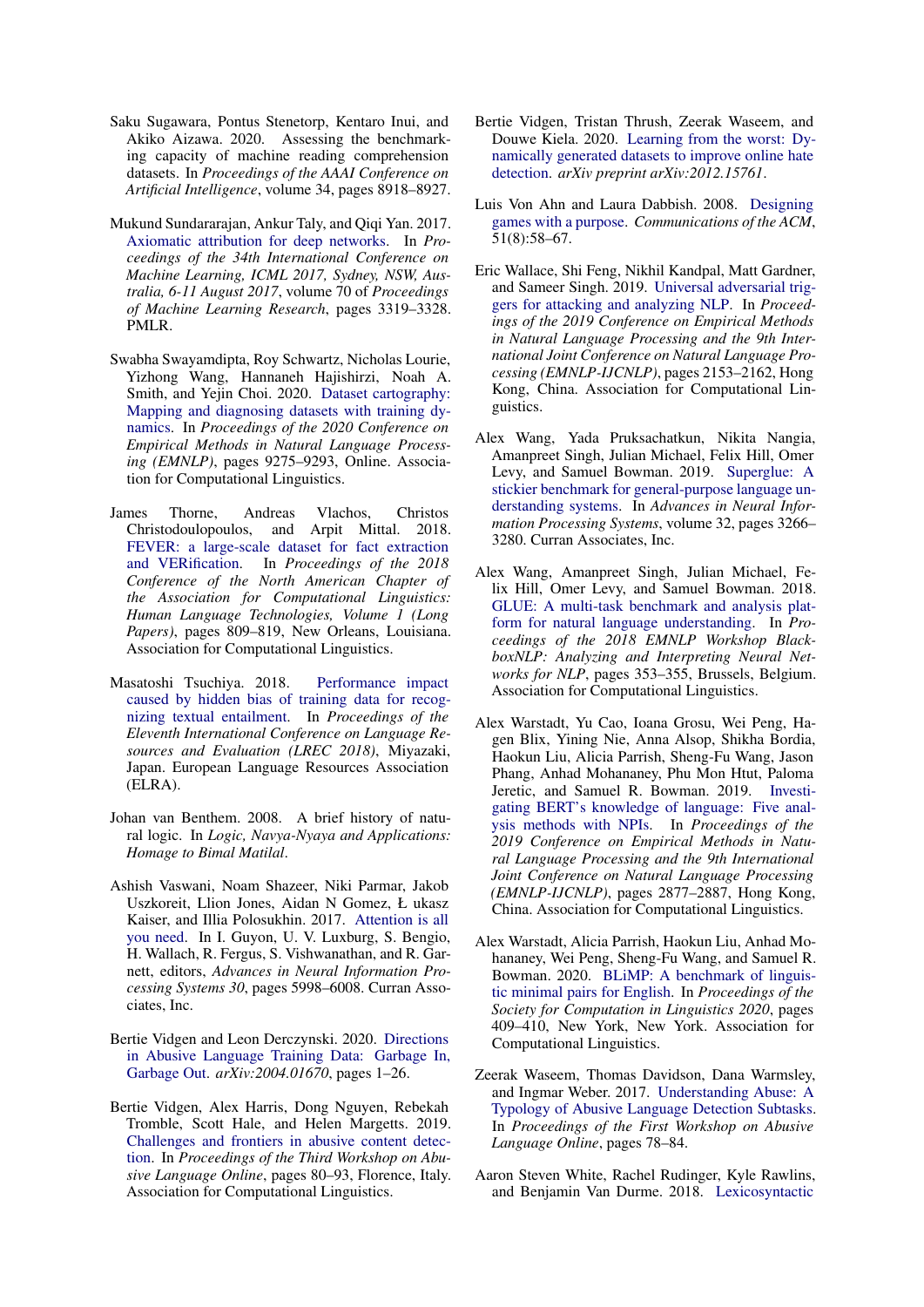Saku Sugawara, Pontus Stenetorp, Kentaro Inui, and Akiko Aizawa. 2020. Assessing the benchmarking capacity of machine reading comprehension datasets. In *Proceedings of the AAAI Conference on Artificial Intelligence*, volume 34, pages 8918–8927.

Mukund Sundararajan, Ankur Taly, and Qiqi Yan. 2017. Axiomatic attribution for deep networks. In *Proceedings of the 34th International Conference on Machine Learning, ICML 2017, Sydney, NSW, Australia, 6-11 August 2017*, volume 70 of *Proceedings of Machine Learning Research*, pages 3319–3328. PMLR.

Swabha Swayamdipta, Roy Schwartz, Nicholas Lourie, Yizhong Wang, Hannaneh Hajishirzi, Noah A. Smith, and Yejin Choi. 2020. Dataset cartography: Mapping and diagnosing datasets with training dynamics. In *Proceedings of the 2020 Conference on Empirical Methods in Natural Language Processing (EMNLP)*, pages 9275–9293, Online. Association for Computational Linguistics.

James Thorne, Andreas Vlachos, Christos Christodoulopoulos, and Arpit Mittal. 2018. FEVER: a large-scale dataset for fact extraction and VERification. In *Proceedings of the 2018 Conference of the North American Chapter of the Association for Computational Linguistics: Human Language Technologies, Volume 1 (Long Papers)*, pages 809–819, New Orleans, Louisiana. Association for Computational Linguistics.

Masatoshi Tsuchiya. 2018. Performance impact caused by hidden bias of training data for recognizing textual entailment. In *Proceedings of the Eleventh International Conference on Language Resources and Evaluation (LREC 2018)*, Miyazaki, Japan. European Language Resources Association (ELRA).

Johan van Benthem. 2008. A brief history of natural logic. In *Logic, Navya-Nyaya and Applications: Homage to Bimal Matilal*.

Ashish Vaswani, Noam Shazeer, Niki Parmar, Jakob Uszkoreit, Llion Jones, Aidan N Gomez, Ł ukasz Kaiser, and Illia Polosukhin. 2017. Attention is all you need. In I. Guyon, U. V. Luxburg, S. Bengio, H. Wallach, R. Fergus, S. Vishwanathan, and R. Garnett, editors, *Advances in Neural Information Processing Systems 30*, pages 5998–6008. Curran Associates, Inc.

Bertie Vidgen and Leon Derczynski. 2020. Directions in Abusive Language Training Data: Garbage In, Garbage Out. *arXiv:2004.01670*, pages 1–26.

Bertie Vidgen, Alex Harris, Dong Nguyen, Rebekah Tromble, Scott Hale, and Helen Margetts. 2019. Challenges and frontiers in abusive content detection. In *Proceedings of the Third Workshop on Abusive Language Online*, pages 80–93, Florence, Italy. Association for Computational Linguistics.

Bertie Vidgen, Tristan Thrush, Zeerak Waseem, and Douwe Kiela. 2020. Learning from the worst: Dynamically generated datasets to improve online hate detection. *arXiv preprint arXiv:2012.15761*.

Luis Von Ahn and Laura Dabbish. 2008. Designing games with a purpose. *Communications of the ACM*, 51(8):58–67.

Eric Wallace, Shi Feng, Nikhil Kandpal, Matt Gardner, and Sameer Singh. 2019. Universal adversarial triggers for attacking and analyzing NLP. In *Proceedings of the 2019 Conference on Empirical Methods in Natural Language Processing and the 9th International Joint Conference on Natural Language Processing (EMNLP-IJCNLP)*, pages 2153–2162, Hong Kong, China. Association for Computational Linguistics.

Alex Wang, Yada Pruksachatkun, Nikita Nangia, Amanpreet Singh, Julian Michael, Felix Hill, Omer Levy, and Samuel Bowman. 2019. Superglue: A stickier benchmark for general-purpose language understanding systems. In *Advances in Neural Information Processing Systems*, volume 32, pages 3266–3280. Curran Associates, Inc.

Alex Wang, Amanpreet Singh, Julian Michael, Felix Hill, Omer Levy, and Samuel Bowman. 2018. GLUE: A multi-task benchmark and analysis platform for natural language understanding. In *Proceedings of the 2018 EMNLP Workshop BlackboxNLP: Analyzing and Interpreting Neural Networks for NLP*, pages 353–355, Brussels, Belgium. Association for Computational Linguistics.

Alex Warstadt, Yu Cao, Ioana Grosu, Wei Peng, Hagen Blix, Yining Nie, Anna Alsop, Shikha Bordia, Haokun Liu, Alicia Parrish, Sheng-Fu Wang, Jason Phang, Anhad Mohananey, Phu Mon Htut, Paloma Jeretic, and Samuel R. Bowman. 2019. Investigating BERT's knowledge of language: Five analysis methods with NPIs. In *Proceedings of the 2019 Conference on Empirical Methods in Natural Language Processing and the 9th International Joint Conference on Natural Language Processing (EMNLP-IJCNLP)*, pages 2877–2887, Hong Kong, China. Association for Computational Linguistics.

Alex Warstadt, Alicia Parrish, Haokun Liu, Anhad Mohananey, Wei Peng, Sheng-Fu Wang, and Samuel R. Bowman. 2020. BLiMP: A benchmark of linguistic minimal pairs for English. In *Proceedings of the Society for Computation in Linguistics 2020*, pages 409–410, New York, New York. Association for Computational Linguistics.

Zeerak Waseem, Thomas Davidson, Dana Warmsley, and Ingmar Weber. 2017. Understanding Abuse: A Typology of Abusive Language Detection Subtasks. In *Proceedings of the First Workshop on Abusive Language Online*, pages 78–84.

Aaron Steven White, Rachel Rudinger, Kyle Rawlins, and Benjamin Van Durme. 2018. Lexicosyntactic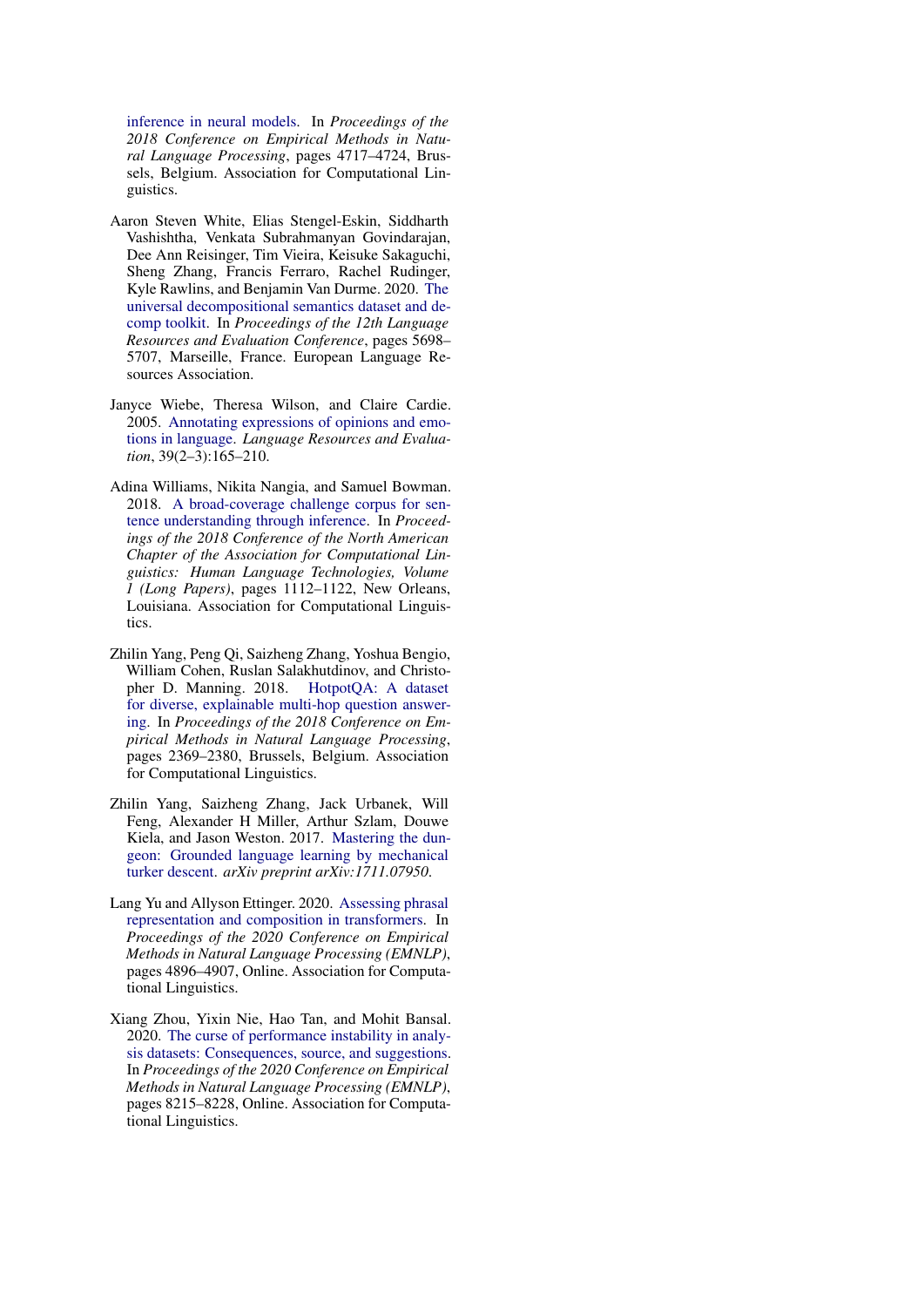inference in neural models. In *Proceedings of the 2018 Conference on Empirical Methods in Natural Language Processing*, pages 4717–4724, Brussels, Belgium. Association for Computational Linguistics.

Aaron Steven White, Elias Stengel-Eskin, Siddharth Vashishtha, Venkata Subrahmanyan Govindarajan, Dee Ann Reisinger, Tim Vieira, Keisuke Sakaguchi, Sheng Zhang, Francis Ferraro, Rachel Rudinger, Kyle Rawlins, and Benjamin Van Durme. 2020. The universal decompositional semantics dataset and decomp toolkit. In *Proceedings of the 12th Language Resources and Evaluation Conference*, pages 5698–5707, Marseille, France. European Language Resources Association.

Janyce Wiebe, Theresa Wilson, and Claire Cardie. 2005. Annotating expressions of opinions and emotions in language. *Language Resources and Evaluation*, 39(2–3):165–210.

Adina Williams, Nikita Nangia, and Samuel Bowman. 2018. A broad-coverage challenge corpus for sentence understanding through inference. In *Proceedings of the 2018 Conference of the North American Chapter of the Association for Computational Linguistics: Human Language Technologies, Volume 1 (Long Papers)*, pages 1112–1122, New Orleans, Louisiana. Association for Computational Linguistics.

Zhilin Yang, Peng Qi, Saizheng Zhang, Yoshua Bengio, William Cohen, Ruslan Salakhutdinov, and Christopher D. Manning. 2018. HotpotQA: A dataset for diverse, explainable multi-hop question answering. In *Proceedings of the 2018 Conference on Empirical Methods in Natural Language Processing*, pages 2369–2380, Brussels, Belgium. Association for Computational Linguistics.

Zhilin Yang, Saizheng Zhang, Jack Urbanek, Will Feng, Alexander H Miller, Arthur Szlam, Douwe Kiela, and Jason Weston. 2017. Mastering the dungeon: Grounded language learning by mechanical turker descent. *arXiv preprint arXiv:1711.07950*.

Lang Yu and Allyson Ettinger. 2020. Assessing phrasal representation and composition in transformers. In *Proceedings of the 2020 Conference on Empirical Methods in Natural Language Processing (EMNLP)*, pages 4896–4907, Online. Association for Computational Linguistics.

Xiang Zhou, Yixin Nie, Hao Tan, and Mohit Bansal. 2020. The curse of performance instability in analysis datasets: Consequences, source, and suggestions. In *Proceedings of the 2020 Conference on Empirical Methods in Natural Language Processing (EMNLP)*, pages 8215–8228, Online. Association for Computational Linguistics.